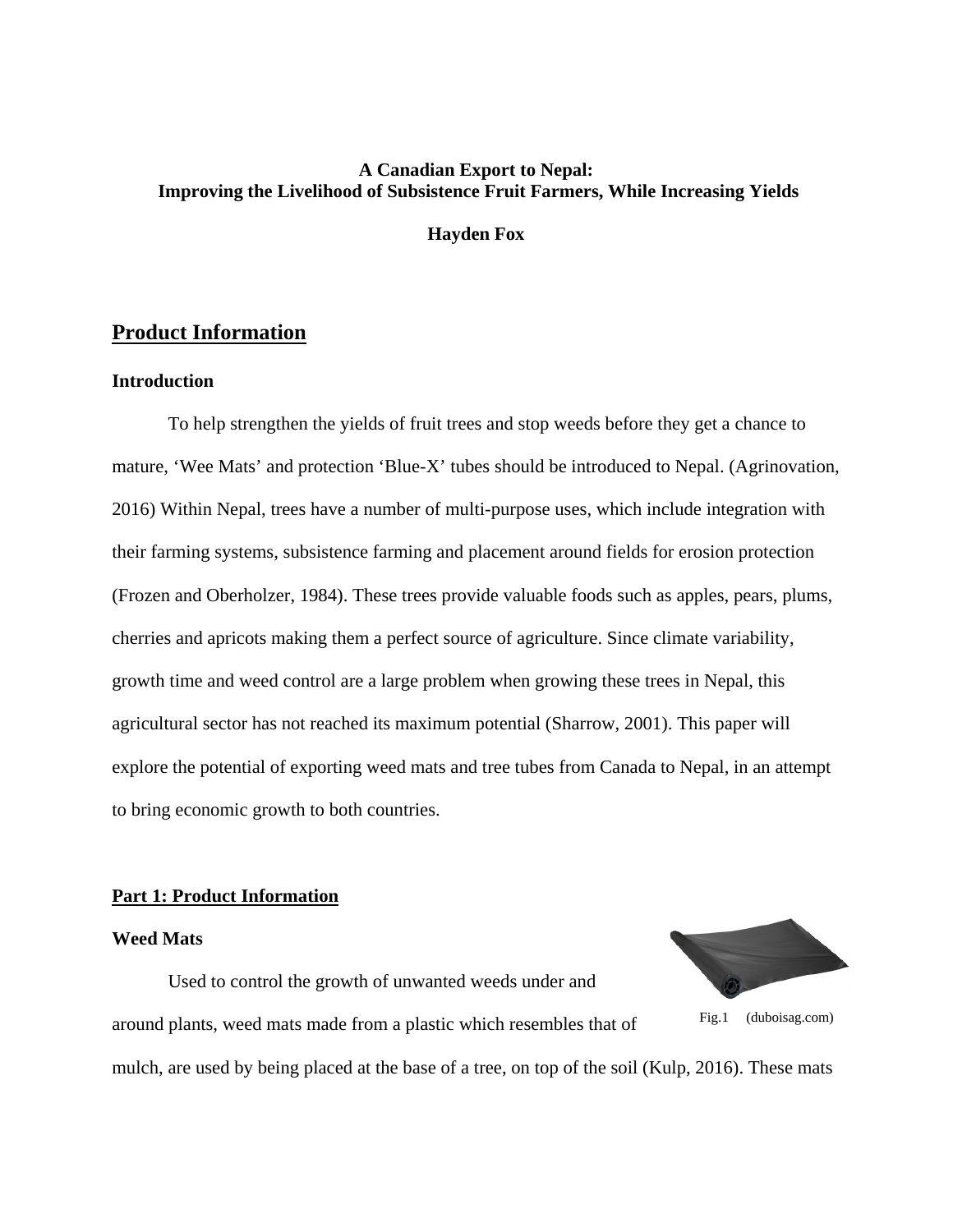**A Canadian Export to Nepal:**
**Improving the Livelihood of Subsistence Fruit Farmers, While Increasing Yields**

**Hayden Fox**

## Product Information

### Introduction

To help strengthen the yields of fruit trees and stop weeds before they get a chance to mature, 'Wee Mats' and protection 'Blue-X' tubes should be introduced to Nepal. (Agrinovation, 2016) Within Nepal, trees have a number of multi-purpose uses, which include integration with their farming systems, subsistence farming and placement around fields for erosion protection (Frozen and Oberholzer, 1984). These trees provide valuable foods such as apples, pears, plums, cherries and apricots making them a perfect source of agriculture. Since climate variability, growth time and weed control are a large problem when growing these trees in Nepal, this agricultural sector has not reached its maximum potential (Sharrow, 2001). This paper will explore the potential of exporting weed mats and tree tubes from Canada to Nepal, in an attempt to bring economic growth to both countries.

### Part 1: Product Information

### Weed Mats

Fig.1 (duboisag.com)

Used to control the growth of unwanted weeds under and around plants, weed mats made from a plastic which resembles that of mulch, are used by being placed at the base of a tree, on top of the soil (Kulp, 2016). These mats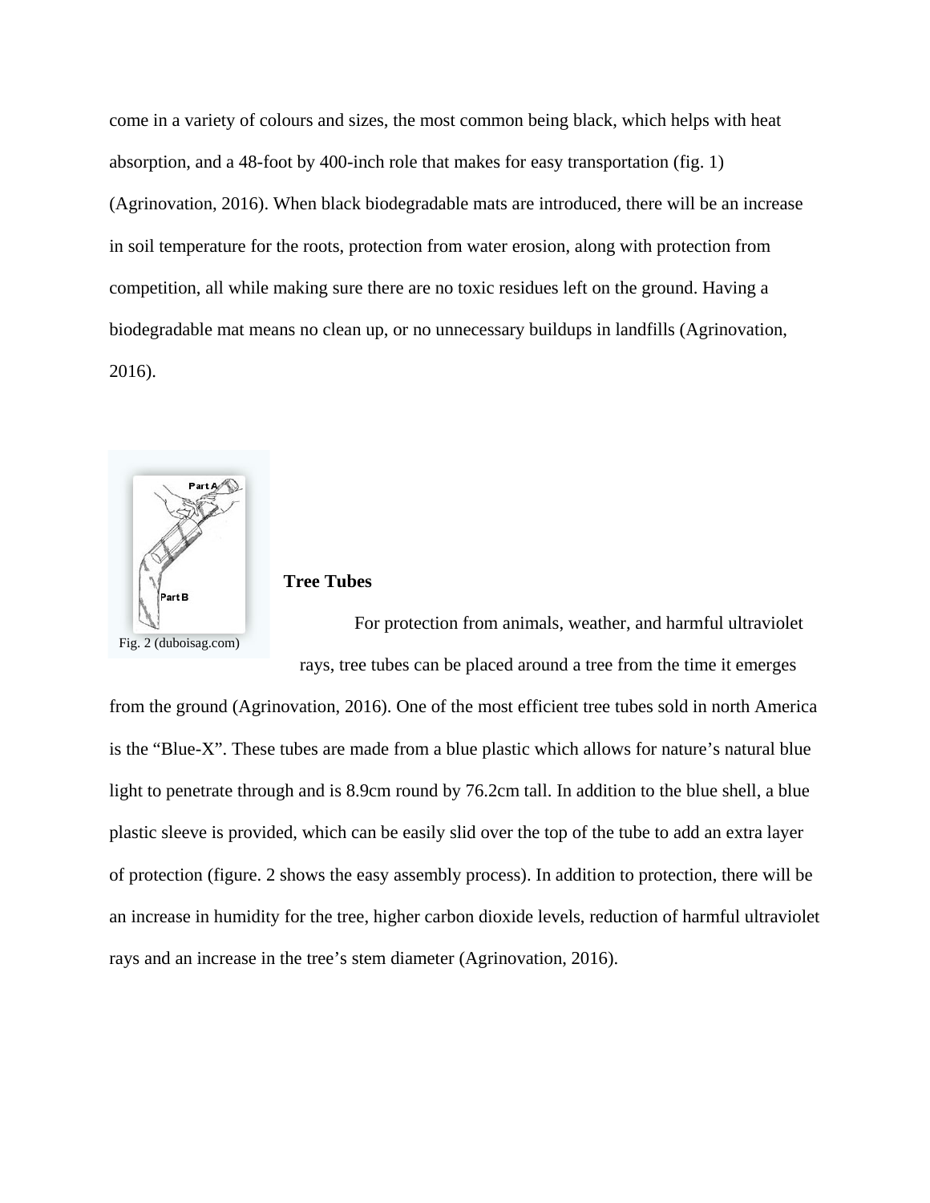come in a variety of colours and sizes, the most common being black, which helps with heat absorption, and a 48-foot by 400-inch role that makes for easy transportation (fig. 1) (Agrinovation, 2016). When black biodegradable mats are introduced, there will be an increase in soil temperature for the roots, protection from water erosion, along with protection from competition, all while making sure there are no toxic residues left on the ground. Having a biodegradable mat means no clean up, or no unnecessary buildups in landfills (Agrinovation, 2016).

Fig. 2 (duboisag.com)

**Tree Tubes**

For protection from animals, weather, and harmful ultraviolet rays, tree tubes can be placed around a tree from the time it emerges from the ground (Agrinovation, 2016). One of the most efficient tree tubes sold in north America is the "Blue-X". These tubes are made from a blue plastic which allows for nature's natural blue light to penetrate through and is 8.9cm round by 76.2cm tall. In addition to the blue shell, a blue plastic sleeve is provided, which can be easily slid over the top of the tube to add an extra layer of protection (figure. 2 shows the easy assembly process). In addition to protection, there will be an increase in humidity for the tree, higher carbon dioxide levels, reduction of harmful ultraviolet rays and an increase in the tree's stem diameter (Agrinovation, 2016).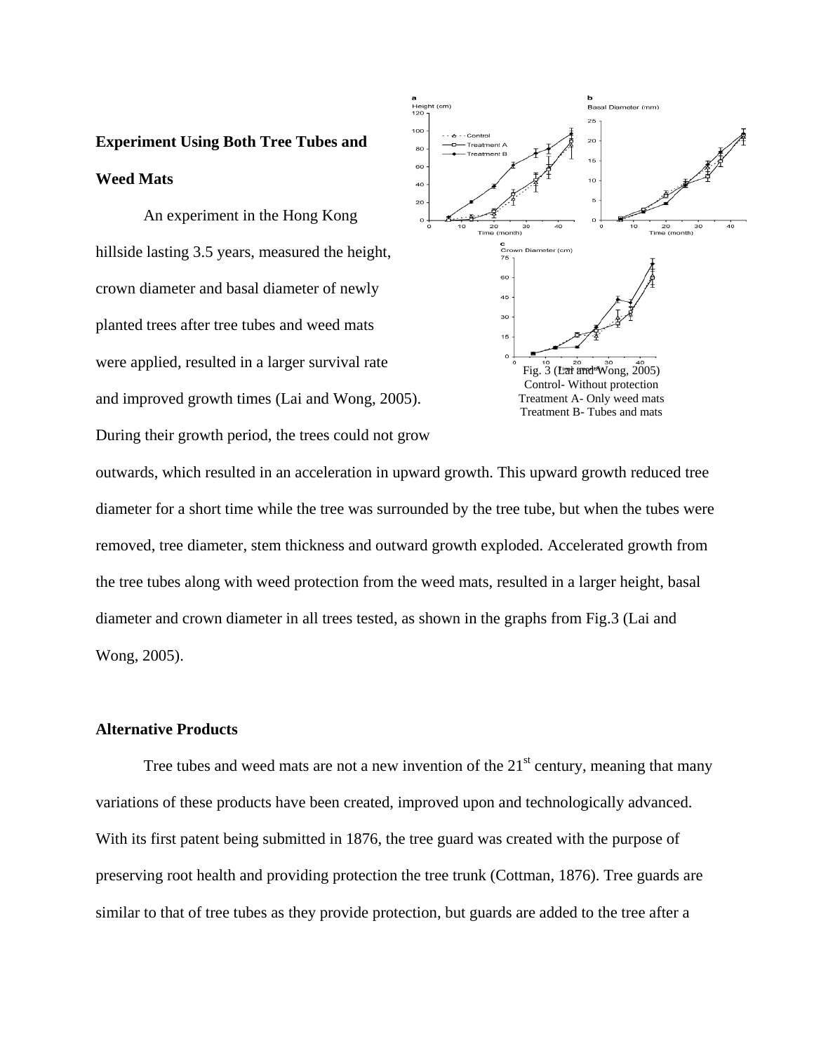**Experiment Using Both Tree Tubes and Weed Mats**

An experiment in the Hong Kong hillside lasting 3.5 years, measured the height, crown diameter and basal diameter of newly planted trees after tree tubes and weed mats were applied, resulted in a larger survival rate and improved growth times (Lai and Wong, 2005). During their growth period, the trees could not grow outwards, which resulted in an acceleration in upward growth. This upward growth reduced tree diameter for a short time while the tree was surrounded by the tree tube, but when the tubes were removed, tree diameter, stem thickness and outward growth exploded. Accelerated growth from the tree tubes along with weed protection from the weed mats, resulted in a larger height, basal diameter and crown diameter in all trees tested, as shown in the graphs from Fig.3 (Lai and Wong, 2005).

Fig. 3 (Lai and Wong, 2005)
Control- Without protection
Treatment A- Only weed mats
Treatment B- Tubes and mats

**Alternative Products**

Tree tubes and weed mats are not a new invention of the 21st century, meaning that many variations of these products have been created, improved upon and technologically advanced. With its first patent being submitted in 1876, the tree guard was created with the purpose of preserving root health and providing protection the tree trunk (Cottman, 1876). Tree guards are similar to that of tree tubes as they provide protection, but guards are added to the tree after a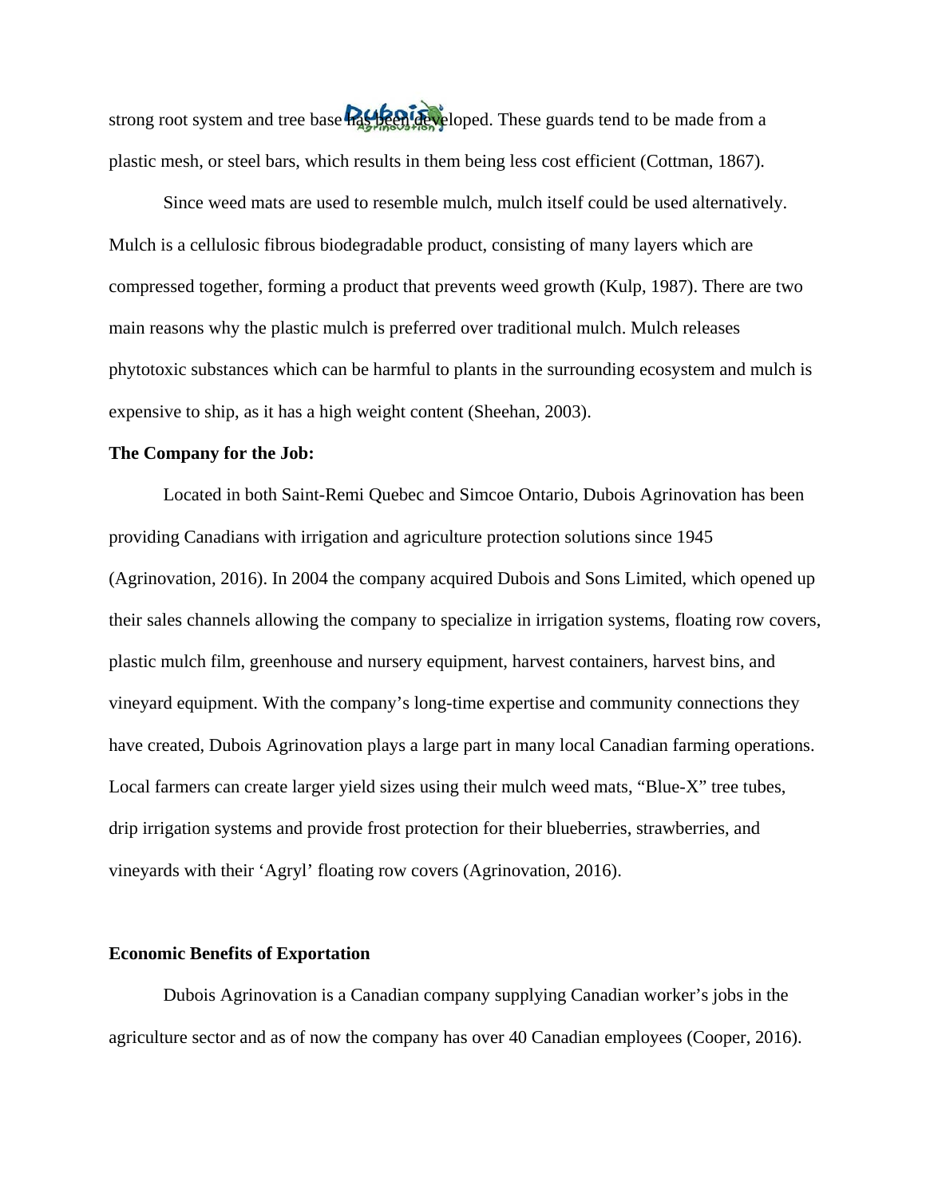strong root system and tree base has been developed. These guards tend to be made from a plastic mesh, or steel bars, which results in them being less cost efficient (Cottman, 1867).

Since weed mats are used to resemble mulch, mulch itself could be used alternatively. Mulch is a cellulosic fibrous biodegradable product, consisting of many layers which are compressed together, forming a product that prevents weed growth (Kulp, 1987). There are two main reasons why the plastic mulch is preferred over traditional mulch. Mulch releases phytotoxic substances which can be harmful to plants in the surrounding ecosystem and mulch is expensive to ship, as it has a high weight content (Sheehan, 2003).

**The Company for the Job:**

Located in both Saint-Remi Quebec and Simcoe Ontario, Dubois Agrinovation has been providing Canadians with irrigation and agriculture protection solutions since 1945 (Agrinovation, 2016). In 2004 the company acquired Dubois and Sons Limited, which opened up their sales channels allowing the company to specialize in irrigation systems, floating row covers, plastic mulch film, greenhouse and nursery equipment, harvest containers, harvest bins, and vineyard equipment. With the company's long-time expertise and community connections they have created, Dubois Agrinovation plays a large part in many local Canadian farming operations. Local farmers can create larger yield sizes using their mulch weed mats, "Blue-X" tree tubes, drip irrigation systems and provide frost protection for their blueberries, strawberries, and vineyards with their 'Agryl' floating row covers (Agrinovation, 2016).

**Economic Benefits of Exportation**

Dubois Agrinovation is a Canadian company supplying Canadian worker's jobs in the agriculture sector and as of now the company has over 40 Canadian employees (Cooper, 2016).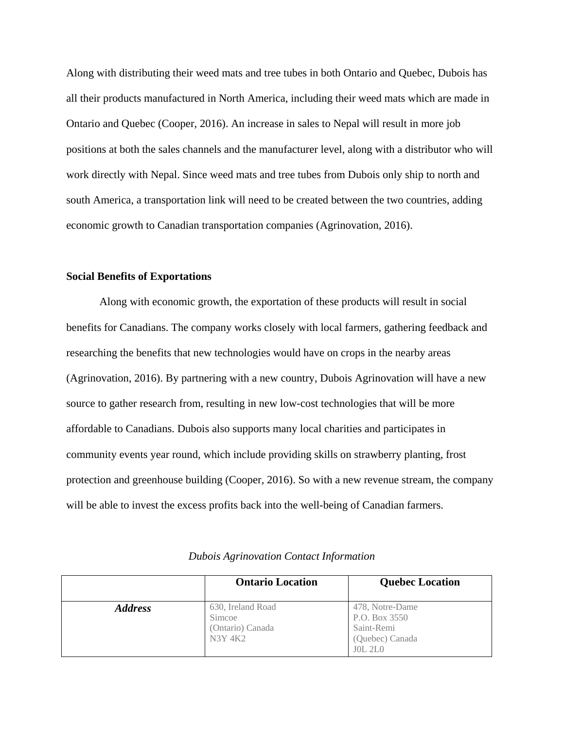Along with distributing their weed mats and tree tubes in both Ontario and Quebec, Dubois has all their products manufactured in North America, including their weed mats which are made in Ontario and Quebec (Cooper, 2016). An increase in sales to Nepal will result in more job positions at both the sales channels and the manufacturer level, along with a distributor who will work directly with Nepal. Since weed mats and tree tubes from Dubois only ship to north and south America, a transportation link will need to be created between the two countries, adding economic growth to Canadian transportation companies (Agrinovation, 2016).

**Social Benefits of Exportations**

Along with economic growth, the exportation of these products will result in social benefits for Canadians. The company works closely with local farmers, gathering feedback and researching the benefits that new technologies would have on crops in the nearby areas (Agrinovation, 2016). By partnering with a new country, Dubois Agrinovation will have a new source to gather research from, resulting in new low-cost technologies that will be more affordable to Canadians. Dubois also supports many local charities and participates in community events year round, which include providing skills on strawberry planting, frost protection and greenhouse building (Cooper, 2016). So with a new revenue stream, the company will be able to invest the excess profits back into the well-being of Canadian farmers.

*Dubois Agrinovation Contact Information*

| | **Ontario Location** | **Quebec Location** |
|---|---|---|
| ***Address*** | 630, Ireland Road<br>Simcoe<br>(Ontario) Canada<br>N3Y 4K2 | 478, Notre-Dame<br>P.O. Box 3550<br>Saint-Remi<br>(Quebec) Canada<br>J0L 2L0 |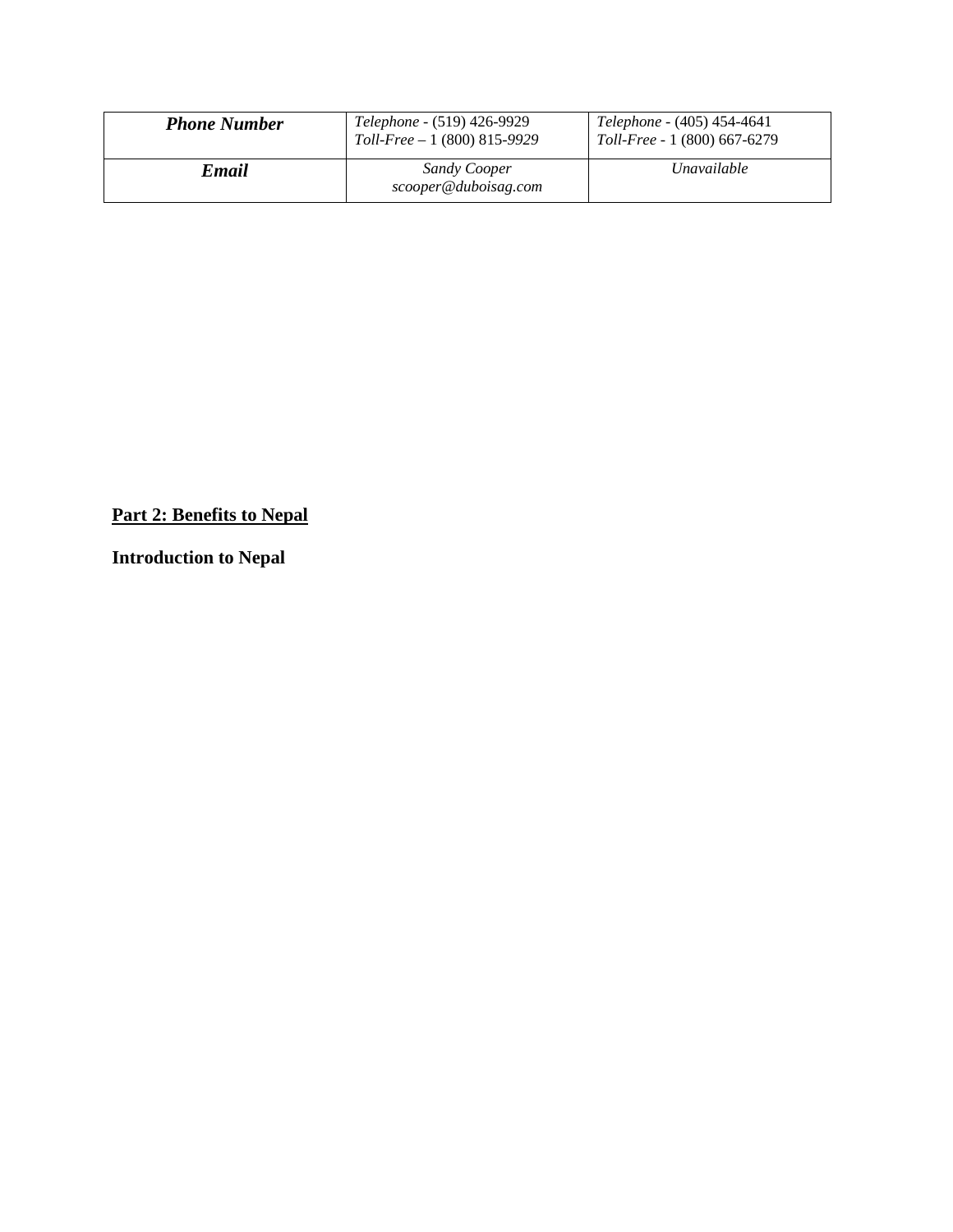| ***Phone Number*** | *Telephone* - (519) 426-9929<br>*Toll-Free* – 1 (800) 815-*9929* | *Telephone* - (405) 454-4641<br>*Toll-Free* - 1 (800) 667-6279 |
|---|---|---|
| ***Email*** | *Sandy Cooper*<br>*scooper@duboisag.com* | *Unavailable* |

## Part 2: Benefits to Nepal

### Introduction to Nepal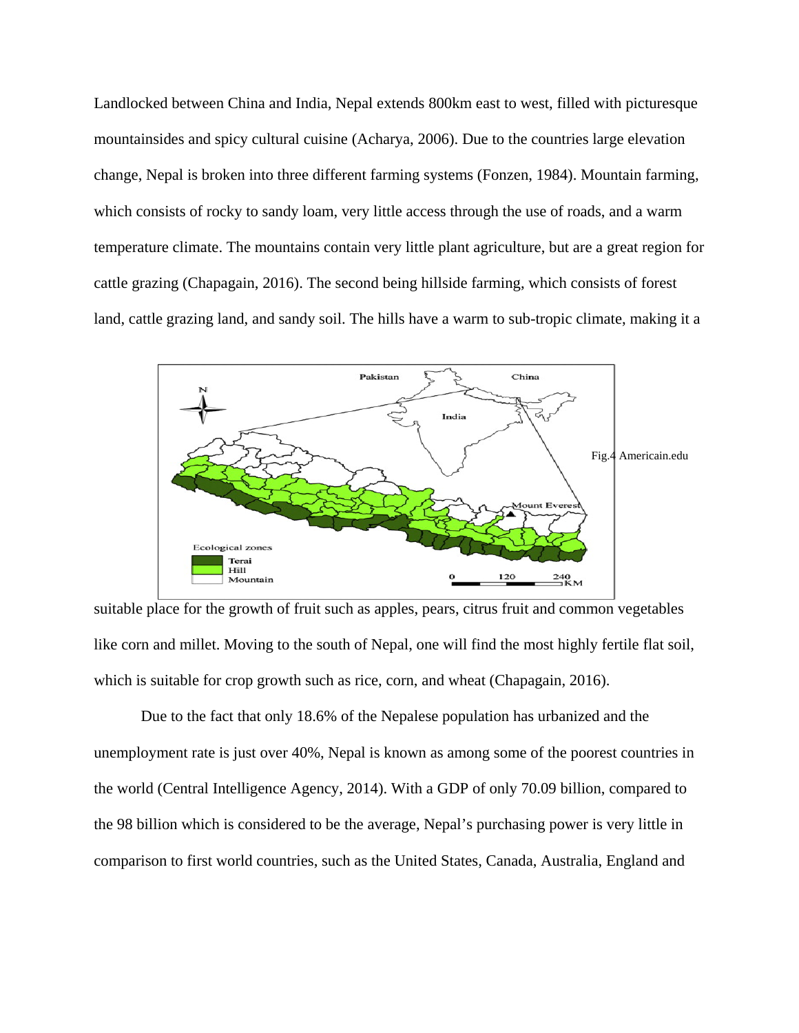Landlocked between China and India, Nepal extends 800km east to west, filled with picturesque mountainsides and spicy cultural cuisine (Acharya, 2006). Due to the countries large elevation change, Nepal is broken into three different farming systems (Fonzen, 1984). Mountain farming, which consists of rocky to sandy loam, very little access through the use of roads, and a warm temperature climate. The mountains contain very little plant agriculture, but are a great region for cattle grazing (Chapagain, 2016). The second being hillside farming, which consists of forest land, cattle grazing land, and sandy soil. The hills have a warm to sub-tropic climate, making it a suitable place for the growth of fruit such as apples, pears, citrus fruit and common vegetables like corn and millet. Moving to the south of Nepal, one will find the most highly fertile flat soil, which is suitable for crop growth such as rice, corn, and wheat (Chapagain, 2016).

Fig.4 Americain.edu

Due to the fact that only 18.6% of the Nepalese population has urbanized and the unemployment rate is just over 40%, Nepal is known as among some of the poorest countries in the world (Central Intelligence Agency, 2014). With a GDP of only 70.09 billion, compared to the 98 billion which is considered to be the average, Nepal's purchasing power is very little in comparison to first world countries, such as the United States, Canada, Australia, England and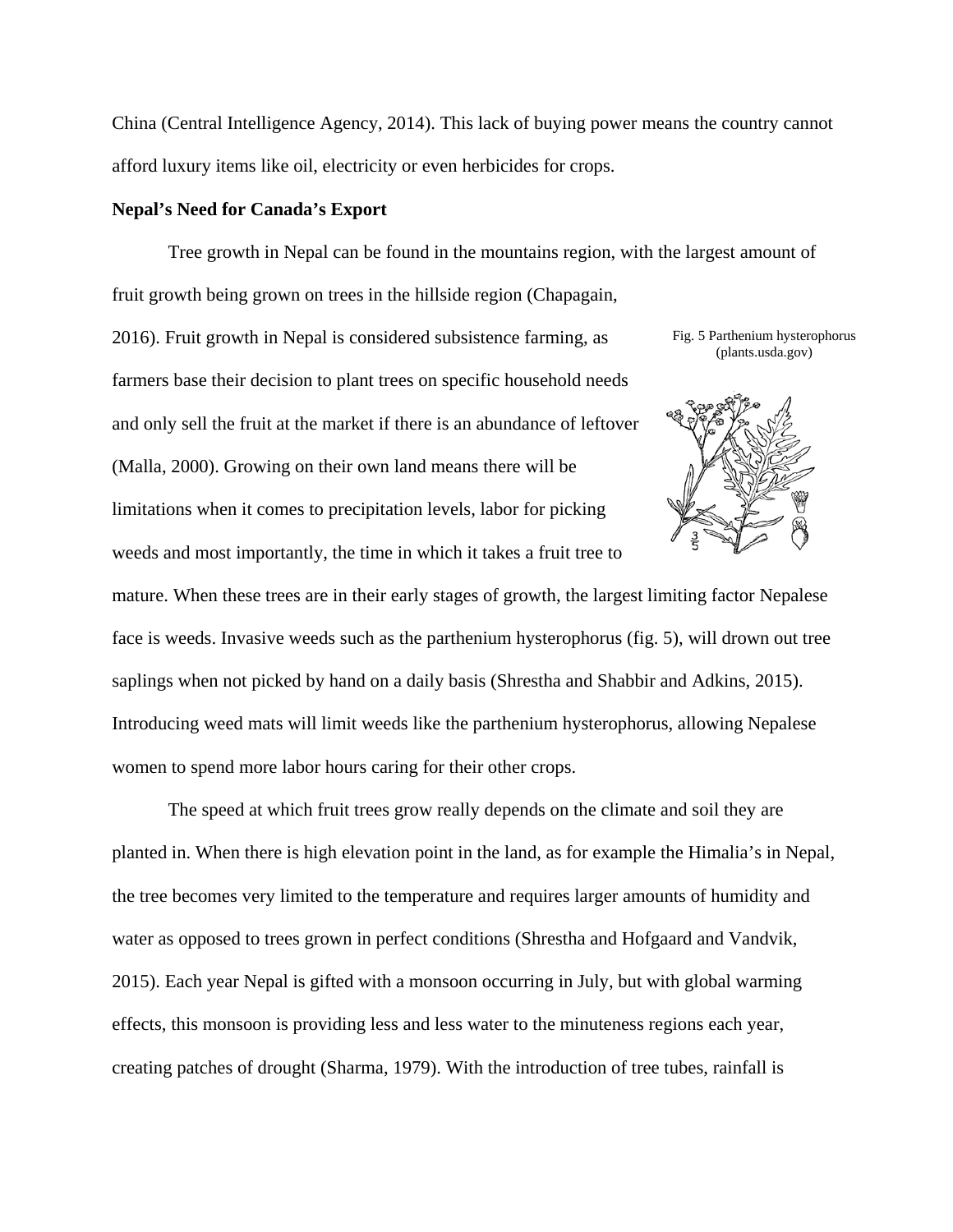China (Central Intelligence Agency, 2014). This lack of buying power means the country cannot afford luxury items like oil, electricity or even herbicides for crops.

**Nepal's Need for Canada's Export**

Tree growth in Nepal can be found in the mountains region, with the largest amount of fruit growth being grown on trees in the hillside region (Chapagain, 2016). Fruit growth in Nepal is considered subsistence farming, as farmers base their decision to plant trees on specific household needs and only sell the fruit at the market if there is an abundance of leftover (Malla, 2000). Growing on their own land means there will be limitations when it comes to precipitation levels, labor for picking weeds and most importantly, the time in which it takes a fruit tree to mature. When these trees are in their early stages of growth, the largest limiting factor Nepalese face is weeds. Invasive weeds such as the parthenium hysterophorus (fig. 5), will drown out tree saplings when not picked by hand on a daily basis (Shrestha and Shabbir and Adkins, 2015). Introducing weed mats will limit weeds like the parthenium hysterophorus, allowing Nepalese women to spend more labor hours caring for their other crops.

Fig. 5 Parthenium hysterophorus (plants.usda.gov)

The speed at which fruit trees grow really depends on the climate and soil they are planted in. When there is high elevation point in the land, as for example the Himalia's in Nepal, the tree becomes very limited to the temperature and requires larger amounts of humidity and water as opposed to trees grown in perfect conditions (Shrestha and Hofgaard and Vandvik, 2015). Each year Nepal is gifted with a monsoon occurring in July, but with global warming effects, this monsoon is providing less and less water to the minuteness regions each year, creating patches of drought (Sharma, 1979). With the introduction of tree tubes, rainfall is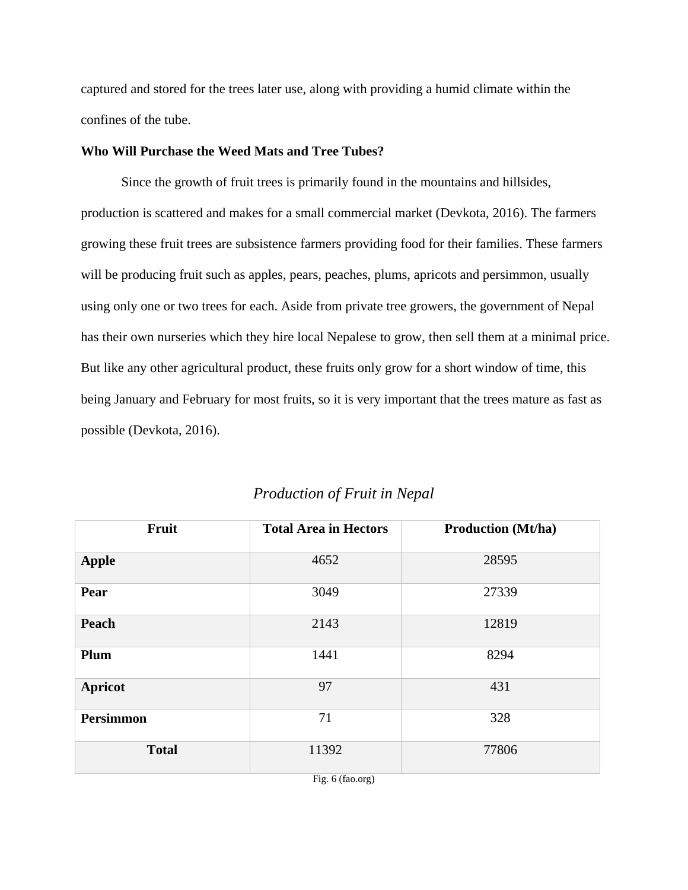captured and stored for the trees later use, along with providing a humid climate within the confines of the tube.

**Who Will Purchase the Weed Mats and Tree Tubes?**

Since the growth of fruit trees is primarily found in the mountains and hillsides, production is scattered and makes for a small commercial market (Devkota, 2016). The farmers growing these fruit trees are subsistence farmers providing food for their families. These farmers will be producing fruit such as apples, pears, peaches, plums, apricots and persimmon, usually using only one or two trees for each. Aside from private tree growers, the government of Nepal has their own nurseries which they hire local Nepalese to grow, then sell them at a minimal price. But like any other agricultural product, these fruits only grow for a short window of time, this being January and February for most fruits, so it is very important that the trees mature as fast as possible (Devkota, 2016).

*Production of Fruit in Nepal*

| Fruit | Total Area in Hectors | Production (Mt/ha) |
|---|---|---|
| **Apple** | 4652 | 28595 |
| **Pear** | 3049 | 27339 |
| **Peach** | 2143 | 12819 |
| **Plum** | 1441 | 8294 |
| **Apricot** | 97 | 431 |
| **Persimmon** | 71 | 328 |
| **Total** | 11392 | 77806 |

Fig. 6 (fao.org)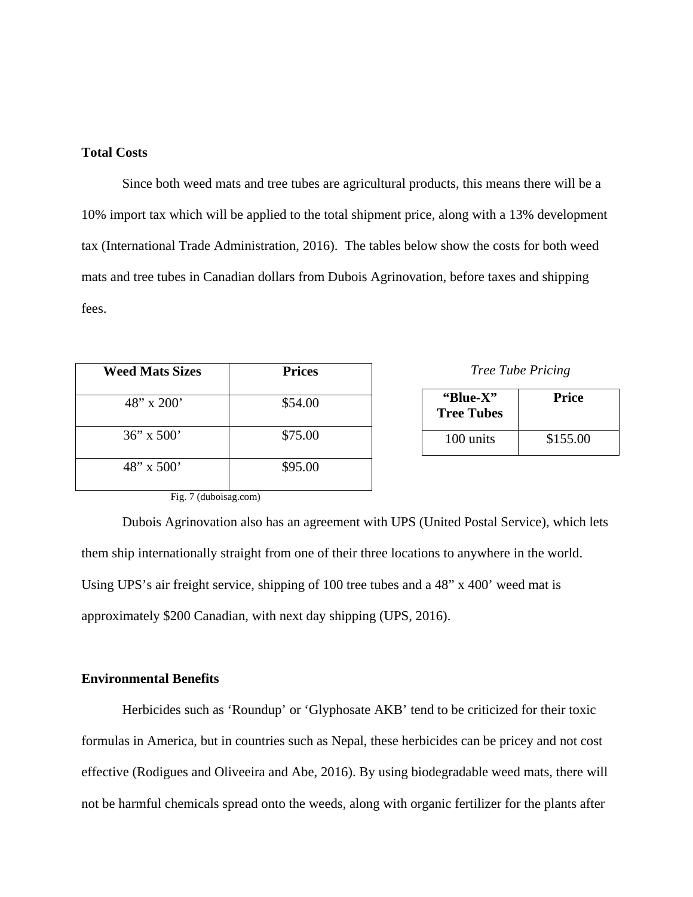**Total Costs**

Since both weed mats and tree tubes are agricultural products, this means there will be a 10% import tax which will be applied to the total shipment price, along with a 13% development tax (International Trade Administration, 2016). The tables below show the costs for both weed mats and tree tubes in Canadian dollars from Dubois Agrinovation, before taxes and shipping fees.

| Weed Mats Sizes | Prices |
|---|---|
| 48" x 200' | $54.00 |
| 36" x 500' | $75.00 |
| 48" x 500' | $95.00 |

Fig. 7 (duboisag.com)

*Tree Tube Pricing*

| "Blue-X" Tree Tubes | Price |
|---|---|
| 100 units | $155.00 |

Dubois Agrinovation also has an agreement with UPS (United Postal Service), which lets them ship internationally straight from one of their three locations to anywhere in the world. Using UPS's air freight service, shipping of 100 tree tubes and a 48" x 400' weed mat is approximately $200 Canadian, with next day shipping (UPS, 2016).

**Environmental Benefits**

Herbicides such as 'Roundup' or 'Glyphosate AKB' tend to be criticized for their toxic formulas in America, but in countries such as Nepal, these herbicides can be pricey and not cost effective (Rodigues and Oliveeira and Abe, 2016). By using biodegradable weed mats, there will not be harmful chemicals spread onto the weeds, along with organic fertilizer for the plants after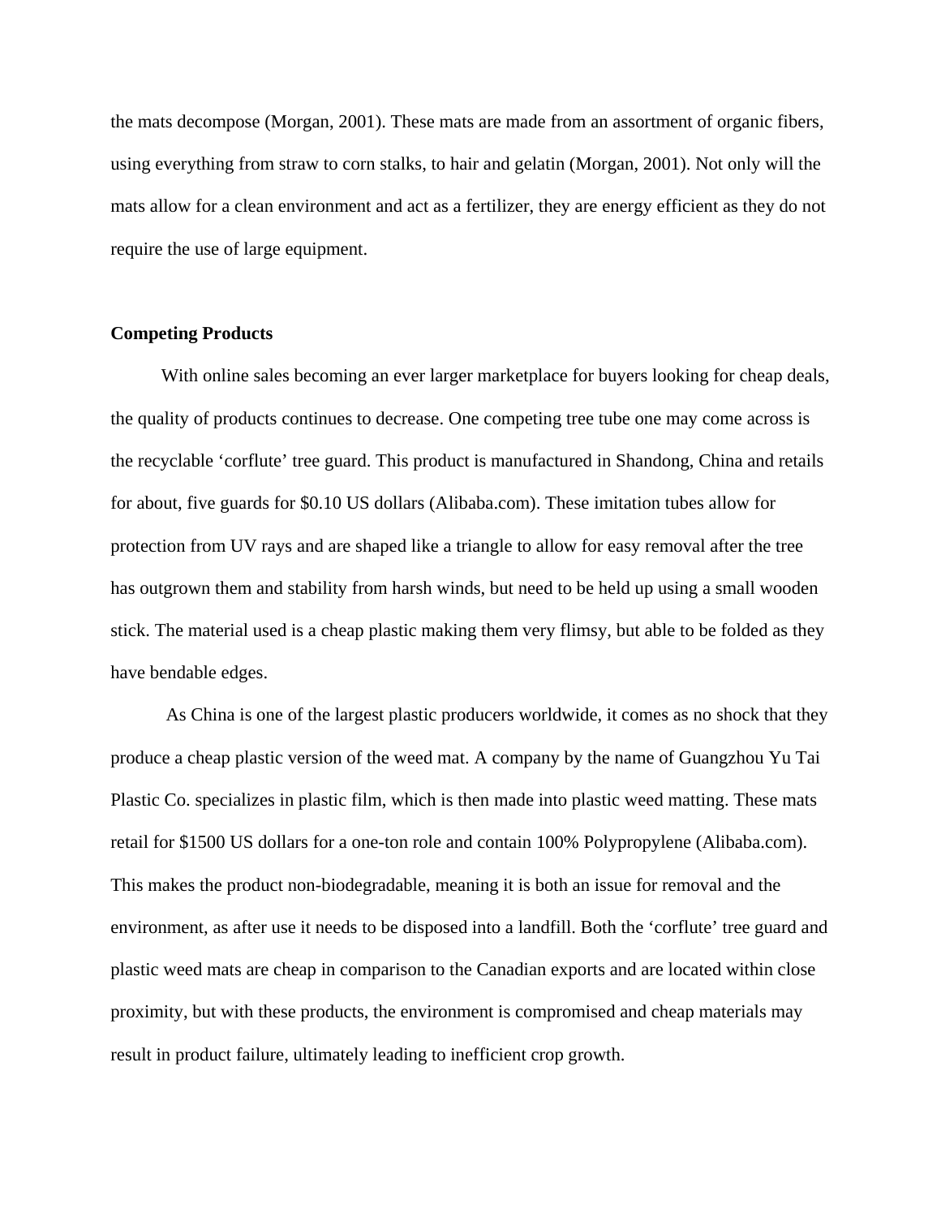the mats decompose (Morgan, 2001). These mats are made from an assortment of organic fibers, using everything from straw to corn stalks, to hair and gelatin (Morgan, 2001). Not only will the mats allow for a clean environment and act as a fertilizer, they are energy efficient as they do not require the use of large equipment.

**Competing Products**

With online sales becoming an ever larger marketplace for buyers looking for cheap deals, the quality of products continues to decrease. One competing tree tube one may come across is the recyclable 'corflute' tree guard. This product is manufactured in Shandong, China and retails for about, five guards for $0.10 US dollars (Alibaba.com). These imitation tubes allow for protection from UV rays and are shaped like a triangle to allow for easy removal after the tree has outgrown them and stability from harsh winds, but need to be held up using a small wooden stick. The material used is a cheap plastic making them very flimsy, but able to be folded as they have bendable edges.

As China is one of the largest plastic producers worldwide, it comes as no shock that they produce a cheap plastic version of the weed mat. A company by the name of Guangzhou Yu Tai Plastic Co. specializes in plastic film, which is then made into plastic weed matting. These mats retail for $1500 US dollars for a one-ton role and contain 100% Polypropylene (Alibaba.com). This makes the product non-biodegradable, meaning it is both an issue for removal and the environment, as after use it needs to be disposed into a landfill. Both the 'corflute' tree guard and plastic weed mats are cheap in comparison to the Canadian exports and are located within close proximity, but with these products, the environment is compromised and cheap materials may result in product failure, ultimately leading to inefficient crop growth.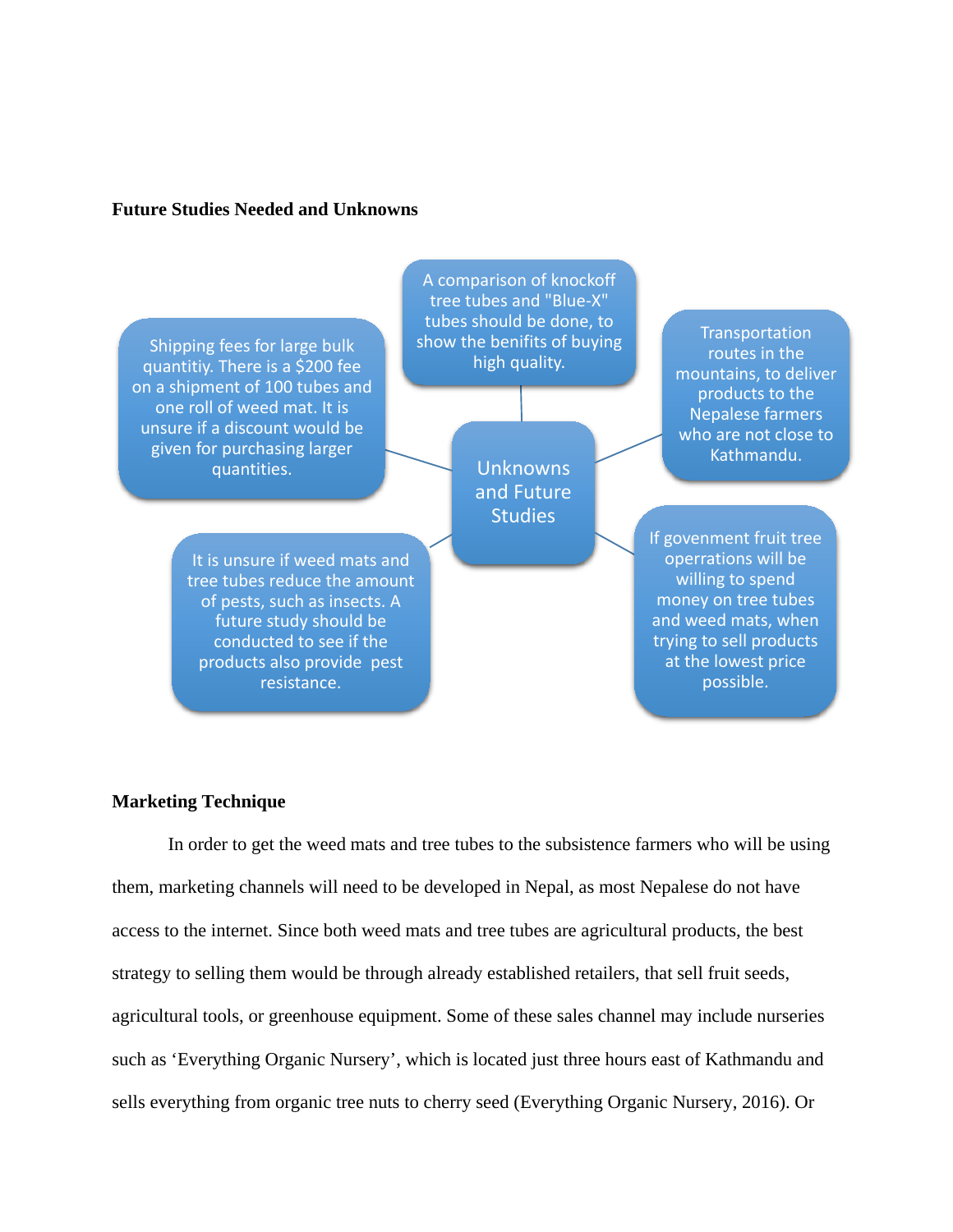**Future Studies Needed and Unknowns**

Unknowns and Future Studies

- Shipping fees for large bulk quantitiy. There is a $200 fee on a shipment of 100 tubes and one roll of weed mat. It is unsure if a discount would be given for purchasing larger quantities.
- A comparison of knockoff tree tubes and "Blue-X" tubes should be done, to show the benifits of buying high quality.
- Transportation routes in the mountains, to deliver products to the Nepalese farmers who are not close to Kathmandu.
- It is unsure if weed mats and tree tubes reduce the amount of pests, such as insects. A future study should be conducted to see if the products also provide pest resistance.
- If govenment fruit tree operrations will be willing to spend money on tree tubes and weed mats, when trying to sell products at the lowest price possible.

**Marketing Technique**

In order to get the weed mats and tree tubes to the subsistence farmers who will be using them, marketing channels will need to be developed in Nepal, as most Nepalese do not have access to the internet. Since both weed mats and tree tubes are agricultural products, the best strategy to selling them would be through already established retailers, that sell fruit seeds, agricultural tools, or greenhouse equipment. Some of these sales channel may include nurseries such as 'Everything Organic Nursery', which is located just three hours east of Kathmandu and sells everything from organic tree nuts to cherry seed (Everything Organic Nursery, 2016). Or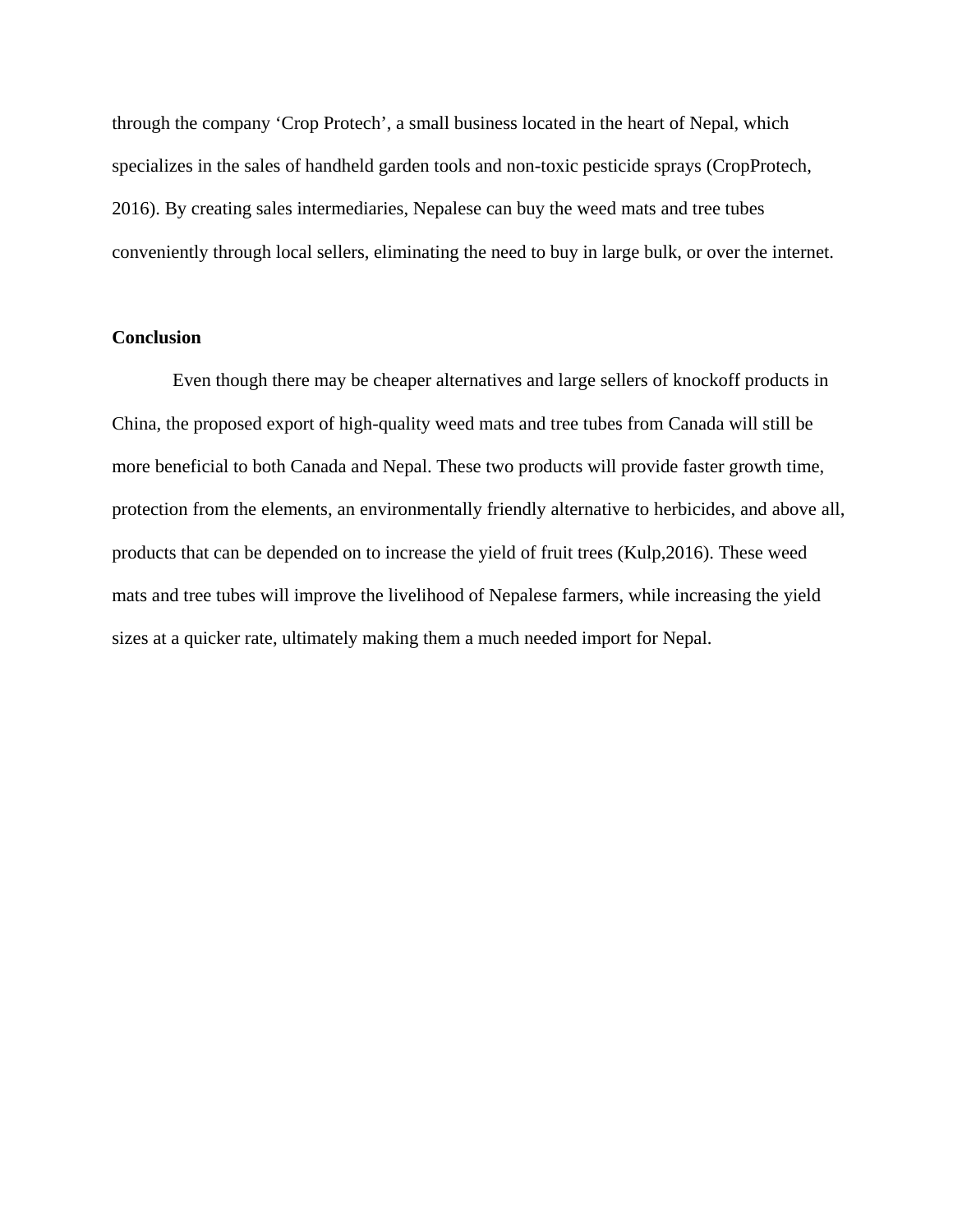through the company 'Crop Protech', a small business located in the heart of Nepal, which specializes in the sales of handheld garden tools and non-toxic pesticide sprays (CropProtech, 2016). By creating sales intermediaries, Nepalese can buy the weed mats and tree tubes conveniently through local sellers, eliminating the need to buy in large bulk, or over the internet.

**Conclusion**

Even though there may be cheaper alternatives and large sellers of knockoff products in China, the proposed export of high-quality weed mats and tree tubes from Canada will still be more beneficial to both Canada and Nepal. These two products will provide faster growth time, protection from the elements, an environmentally friendly alternative to herbicides, and above all, products that can be depended on to increase the yield of fruit trees (Kulp,2016). These weed mats and tree tubes will improve the livelihood of Nepalese farmers, while increasing the yield sizes at a quicker rate, ultimately making them a much needed import for Nepal.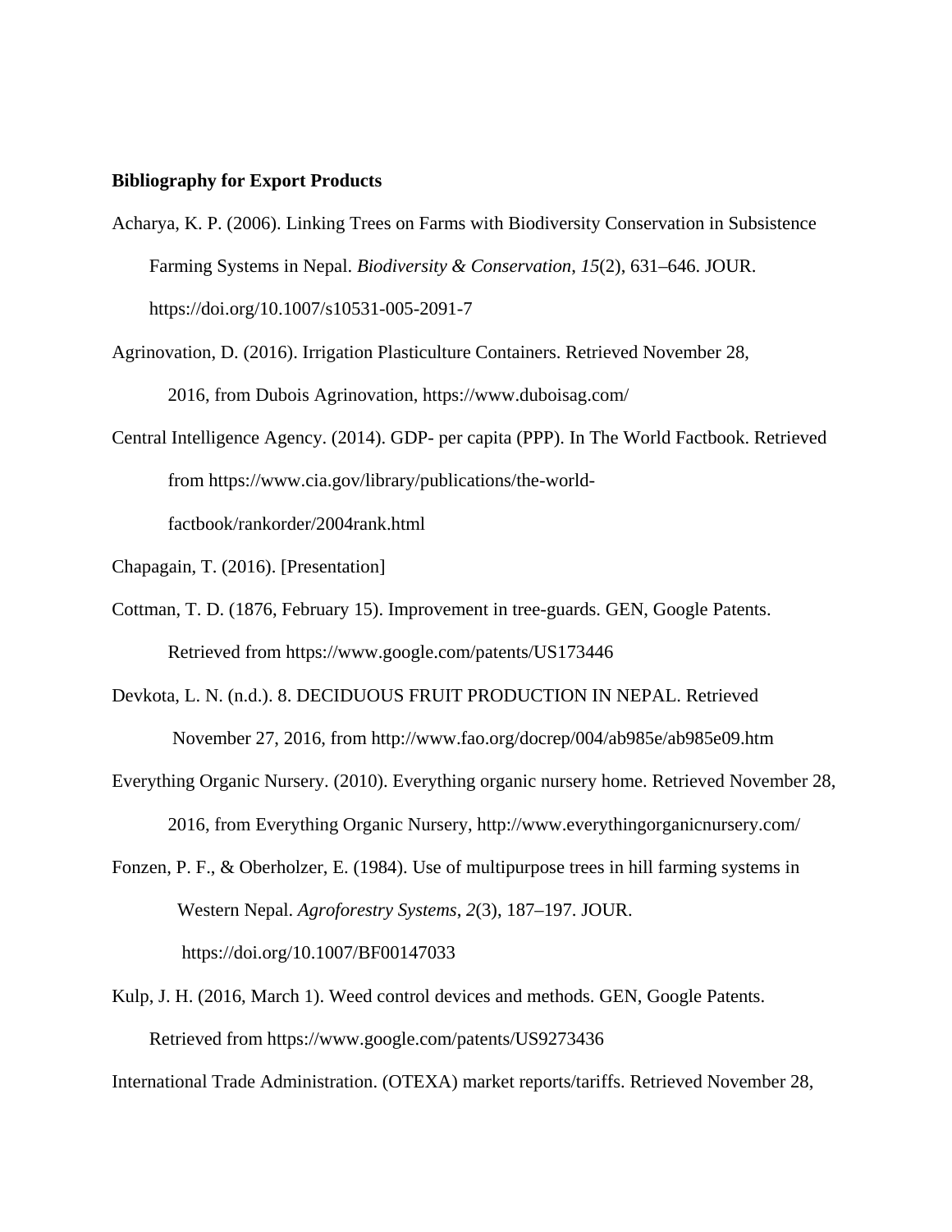**Bibliography for Export Products**

Acharya, K. P. (2006). Linking Trees on Farms with Biodiversity Conservation in Subsistence Farming Systems in Nepal. *Biodiversity & Conservation*, *15*(2), 631–646. JOUR. https://doi.org/10.1007/s10531-005-2091-7

Agrinovation, D. (2016). Irrigation Plasticulture Containers. Retrieved November 28, 2016, from Dubois Agrinovation, https://www.duboisag.com/

Central Intelligence Agency. (2014). GDP- per capita (PPP). In The World Factbook. Retrieved from https://www.cia.gov/library/publications/the-world-factbook/rankorder/2004rank.html

Chapagain, T. (2016). [Presentation]

Cottman, T. D. (1876, February 15). Improvement in tree-guards. GEN, Google Patents. Retrieved from https://www.google.com/patents/US173446

Devkota, L. N. (n.d.). 8. DECIDUOUS FRUIT PRODUCTION IN NEPAL. Retrieved November 27, 2016, from http://www.fao.org/docrep/004/ab985e/ab985e09.htm

Everything Organic Nursery. (2010). Everything organic nursery home. Retrieved November 28, 2016, from Everything Organic Nursery, http://www.everythingorganicnursery.com/

Fonzen, P. F., & Oberholzer, E. (1984). Use of multipurpose trees in hill farming systems in Western Nepal. *Agroforestry Systems*, *2*(3), 187–197. JOUR. https://doi.org/10.1007/BF00147033

Kulp, J. H. (2016, March 1). Weed control devices and methods. GEN, Google Patents. Retrieved from https://www.google.com/patents/US9273436

International Trade Administration. (OTEXA) market reports/tariffs. Retrieved November 28,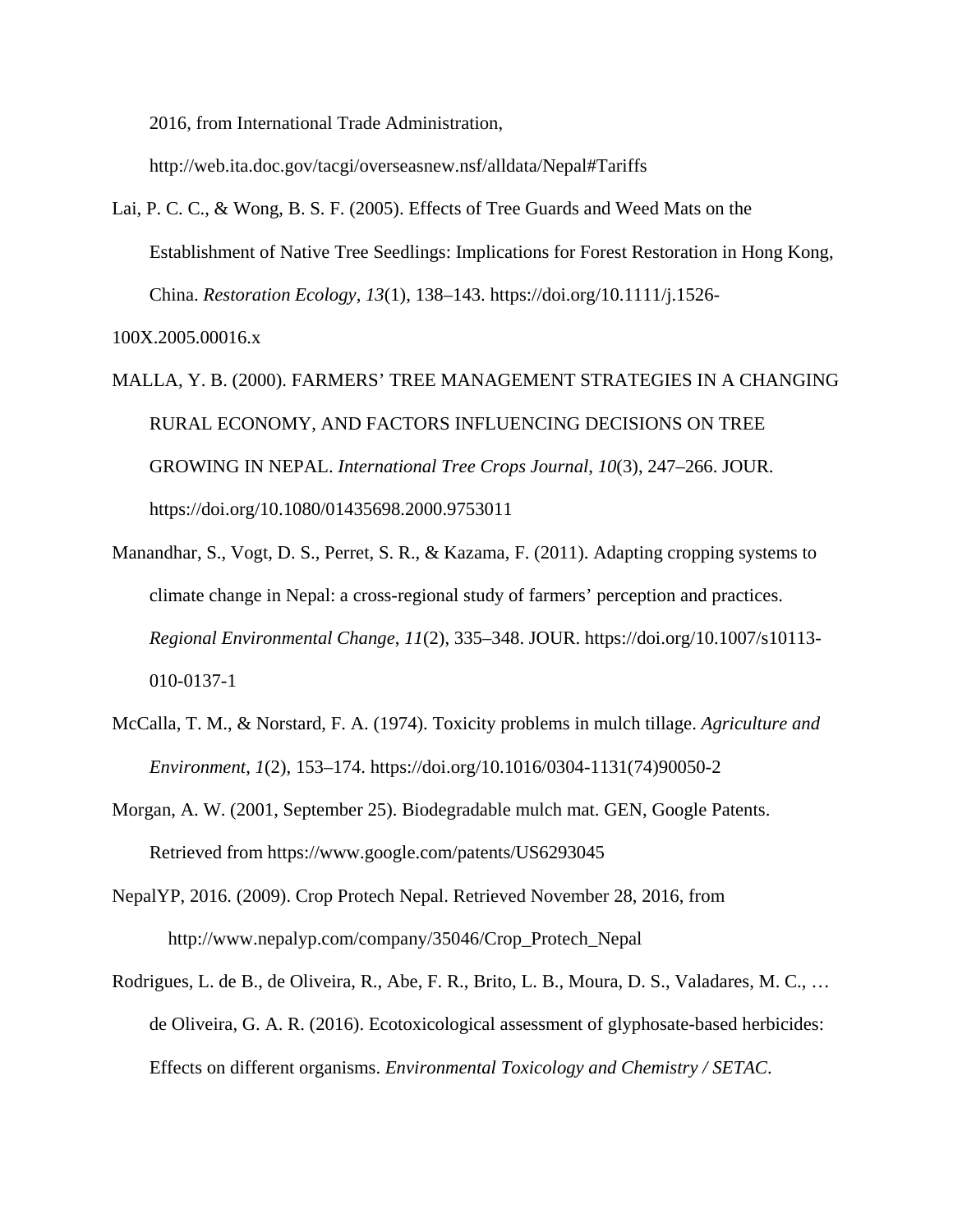2016, from International Trade Administration, http://web.ita.doc.gov/tacgi/overseasnew.nsf/alldata/Nepal#Tariffs

Lai, P. C. C., & Wong, B. S. F. (2005). Effects of Tree Guards and Weed Mats on the Establishment of Native Tree Seedlings: Implications for Forest Restoration in Hong Kong, China. *Restoration Ecology*, *13*(1), 138–143. https://doi.org/10.1111/j.1526-100X.2005.00016.x

MALLA, Y. B. (2000). FARMERS' TREE MANAGEMENT STRATEGIES IN A CHANGING RURAL ECONOMY, AND FACTORS INFLUENCING DECISIONS ON TREE GROWING IN NEPAL. *International Tree Crops Journal*, *10*(3), 247–266. JOUR. https://doi.org/10.1080/01435698.2000.9753011

Manandhar, S., Vogt, D. S., Perret, S. R., & Kazama, F. (2011). Adapting cropping systems to climate change in Nepal: a cross-regional study of farmers' perception and practices. *Regional Environmental Change*, *11*(2), 335–348. JOUR. https://doi.org/10.1007/s10113-010-0137-1

McCalla, T. M., & Norstard, F. A. (1974). Toxicity problems in mulch tillage. *Agriculture and Environment*, *1*(2), 153–174. https://doi.org/10.1016/0304-1131(74)90050-2

Morgan, A. W. (2001, September 25). Biodegradable mulch mat. GEN, Google Patents. Retrieved from https://www.google.com/patents/US6293045

NepalYP, 2016. (2009). Crop Protech Nepal. Retrieved November 28, 2016, from http://www.nepalyp.com/company/35046/Crop_Protech_Nepal

Rodrigues, L. de B., de Oliveira, R., Abe, F. R., Brito, L. B., Moura, D. S., Valadares, M. C., … de Oliveira, G. A. R. (2016). Ecotoxicological assessment of glyphosate-based herbicides: Effects on different organisms. *Environmental Toxicology and Chemistry / SETAC*.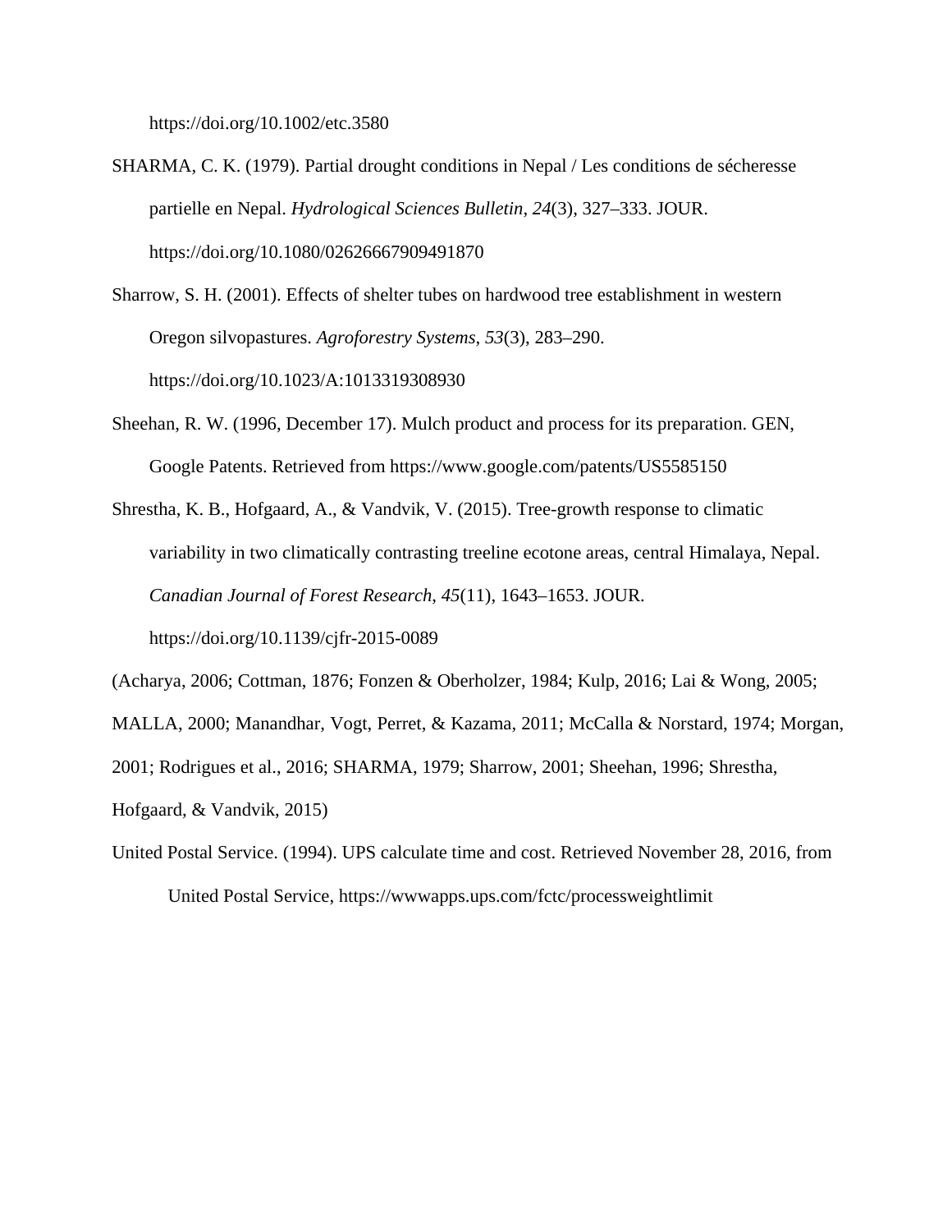https://doi.org/10.1002/etc.3580

SHARMA, C. K. (1979). Partial drought conditions in Nepal / Les conditions de sécheresse partielle en Nepal. *Hydrological Sciences Bulletin*, *24*(3), 327–333. JOUR. https://doi.org/10.1080/02626667909491870

Sharrow, S. H. (2001). Effects of shelter tubes on hardwood tree establishment in western Oregon silvopastures. *Agroforestry Systems*, *53*(3), 283–290. https://doi.org/10.1023/A:1013319308930

Sheehan, R. W. (1996, December 17). Mulch product and process for its preparation. GEN, Google Patents. Retrieved from https://www.google.com/patents/US5585150

Shrestha, K. B., Hofgaard, A., & Vandvik, V. (2015). Tree-growth response to climatic variability in two climatically contrasting treeline ecotone areas, central Himalaya, Nepal. *Canadian Journal of Forest Research*, *45*(11), 1643–1653. JOUR. https://doi.org/10.1139/cjfr-2015-0089

(Acharya, 2006; Cottman, 1876; Fonzen & Oberholzer, 1984; Kulp, 2016; Lai & Wong, 2005; MALLA, 2000; Manandhar, Vogt, Perret, & Kazama, 2011; McCalla & Norstard, 1974; Morgan, 2001; Rodrigues et al., 2016; SHARMA, 1979; Sharrow, 2001; Sheehan, 1996; Shrestha, Hofgaard, & Vandvik, 2015)

United Postal Service. (1994). UPS calculate time and cost. Retrieved November 28, 2016, from United Postal Service, https://wwwapps.ups.com/fctc/processweightlimit